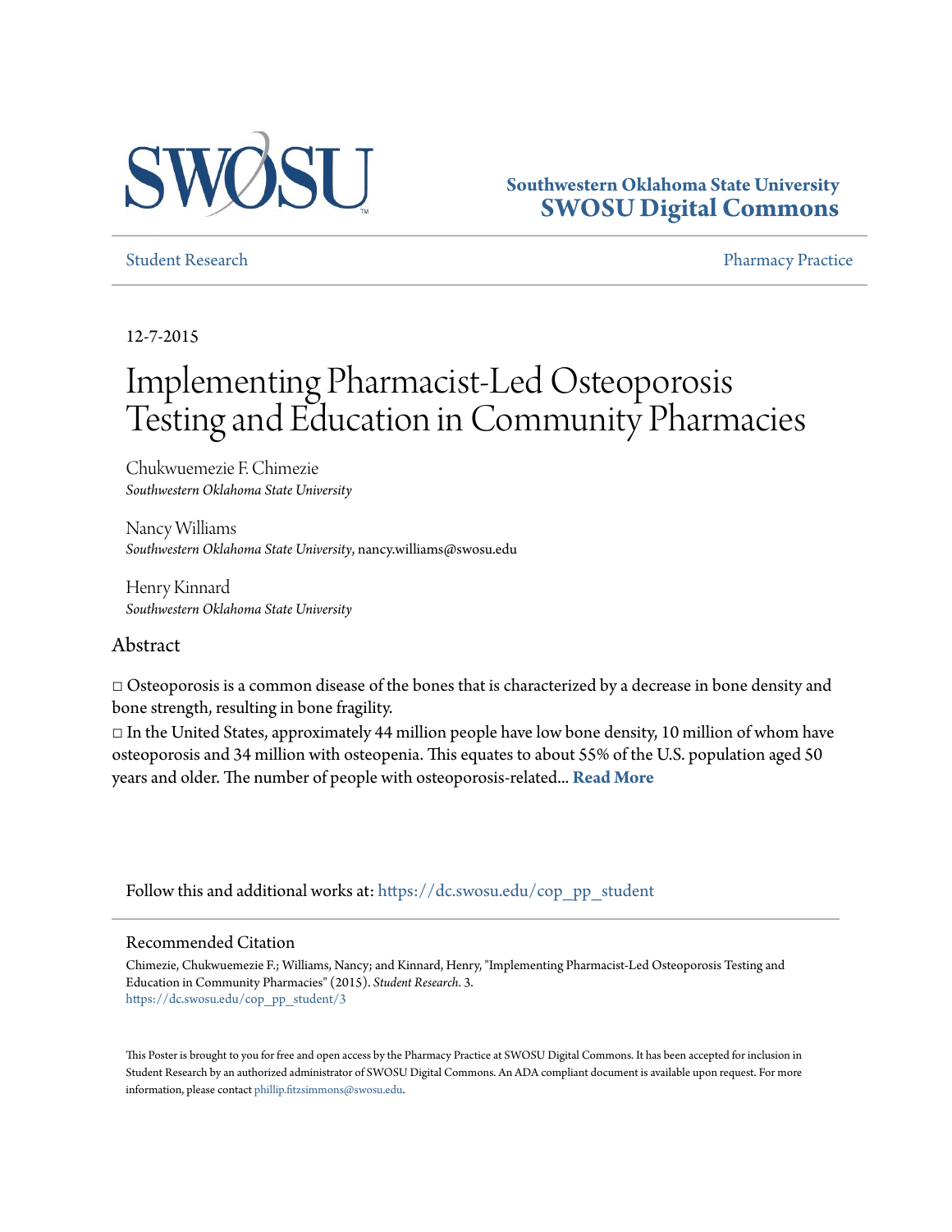SWOSU

**Southwestern Oklahoma State University**
**SWOSU Digital Commons**

Student Research | Pharmacy Practice

12-7-2015

# Implementing Pharmacist-Led Osteoporosis Testing and Education in Community Pharmacies

Chukwuemezie F. Chimezie
*Southwestern Oklahoma State University*

Nancy Williams
*Southwestern Oklahoma State University*, nancy.williams@swosu.edu

Henry Kinnard
*Southwestern Oklahoma State University*

## Abstract

□ Osteoporosis is a common disease of the bones that is characterized by a decrease in bone density and bone strength, resulting in bone fragility.
□ In the United States, approximately 44 million people have low bone density, 10 million of whom have osteoporosis and 34 million with osteopenia. This equates to about 55% of the U.S. population aged 50 years and older. The number of people with osteoporosis-related... **Read More**

Follow this and additional works at: https://dc.swosu.edu/cop_pp_student

### Recommended Citation

Chimezie, Chukwuemezie F.; Williams, Nancy; and Kinnard, Henry, "Implementing Pharmacist-Led Osteoporosis Testing and Education in Community Pharmacies" (2015). *Student Research*. 3.
https://dc.swosu.edu/cop_pp_student/3

This Poster is brought to you for free and open access by the Pharmacy Practice at SWOSU Digital Commons. It has been accepted for inclusion in Student Research by an authorized administrator of SWOSU Digital Commons. An ADA compliant document is available upon request. For more information, please contact phillip.fitzsimmons@swosu.edu.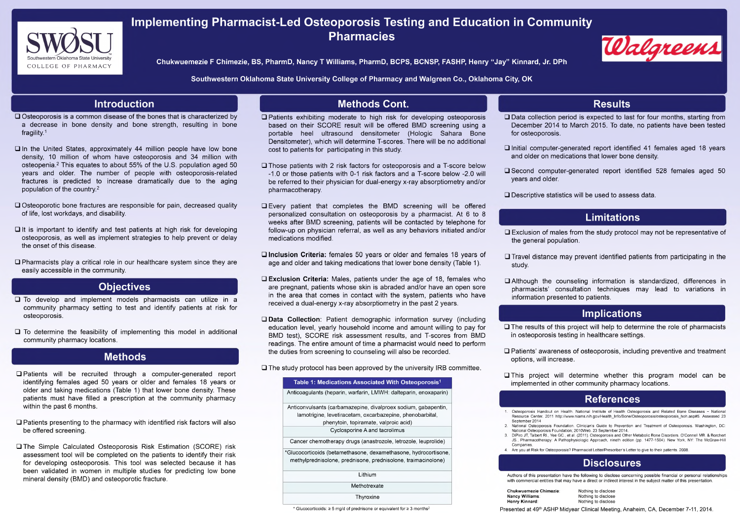# Implementing Pharmacist-Led Osteoporosis Testing and Education in Community Pharmacies

SWOSU Southwestern Oklahoma State University COLLEGE OF PHARMACY

Walgreens

**Chukwuemezie F Chimezie, BS, PharmD, Nancy T Williams, PharmD, BCPS, BCNSP, FASHP, Henry "Jay" Kinnard, Jr. DPh**

**Southwestern Oklahoma State University College of Pharmacy and Walgreen Co., Oklahoma City, OK**

## Introduction

- Osteoporosis is a common disease of the bones that is characterized by a decrease in bone density and bone strength, resulting in bone fragility.[1]
- In the United States, approximately 44 million people have low bone density, 10 million of whom have osteoporosis and 34 million with osteopenia.[2] This equates to about 55% of the U.S. population aged 50 years and older. The number of people with osteoporosis-related fractures is predicted to increase dramatically due to the aging population of the country.[2]
- Osteoporotic bone fractures are responsible for pain, decreased quality of life, lost workdays, and disability.
- It is important to identify and test patients at high risk for developing osteoporosis, as well as implement strategies to help prevent or delay the onset of this disease.
- Pharmacists play a critical role in our healthcare system since they are easily accessible in the community.

## Objectives

- To develop and implement models pharmacists can utilize in a community pharmacy setting to test and identify patients at risk for osteoporosis.
- To determine the feasibility of implementing this model in additional community pharmacy locations.

## Methods

- Patients will be recruited through a computer-generated report identifying females aged 50 years or older and females 18 years or older and taking medications (Table 1) that lower bone density. These patients must have filled a prescription at the community pharmacy within the past 6 months.
- Patients presenting to the pharmacy with identified risk factors will also be offered screening.
- The Simple Calculated Osteoporosis Risk Estimation (SCORE) risk assessment tool will be completed on the patients to identify their risk for developing osteoporosis. This tool was selected because it has been validated in women in multiple studies for predicting low bone mineral density (BMD) and osteoporotic fracture.

## Methods Cont.

- Patients exhibiting moderate to high risk for developing osteoporosis based on their SCORE result will be offered BMD screening using a portable heel ultrasound densitometer (Hologic Sahara Bone Densitometer), which will determine T-scores. There will be no additional cost to patients for participating in this study.
- Those patients with 2 risk factors for osteoporosis and a T-score below -1.0 or those patients with 0-1 risk factors and a T-score below -2.0 will be referred to their physician for dual-energy x-ray absorptiometry and/or pharmacotherapy.
- Every patient that completes the BMD screening will be offered personalized consultation on osteoporosis by a pharmacist. At 6 to 8 weeks after BMD screening, patients will be contacted by telephone for follow-up on physician referral, as well as any behaviors initiated and/or medications modified.
- **Inclusion Criteria:** females 50 years or older and females 18 years of age and older and taking medications that lower bone density (Table 1).
- **Exclusion Criteria:** Males, patients under the age of 18, females who are pregnant, patients whose skin is abraded and/or have an open sore in the area that comes in contact with the system, patients who have received a dual-energy x-ray absorptiometry in the past 2 years.
- **Data Collection:** Patient demographic information survey (including education level, yearly household income and amount willing to pay for BMD test), SCORE risk assessment results, and T-scores from BMD readings. The entire amount of time a pharmacist would need to perform the duties from screening to counseling will also be recorded.
- The study protocol has been approved by the university IRB committee.

| Table 1: Medications Associated With Osteoporosis[1] |
|---|
| Anticoagulants (heparin, warfarin, LMWH: dalteparin, enoxaparin) |
| Anticonvulsants (carbamazepine, divalproex sodium, gabapentin, lamotrigine, levetiracetam, oxcarbazepine, phenobarbital, phenytoin, topiramate, valproic acid) |
| Cyclosporine A and tacrolimus |
| Cancer chemotherapy drugs (anastrozole, letrozole, leuprolide) |
| *Glucocorticoids (betamethasone, dexamethasone, hydrocortisone, methylprednisolone, prednisone, prednisolone, traimacinolone) |
| Lithium |
| Methotrexate |
| Thyroxine |

* Glucocorticoids: ≥ 5 mg/d of prednisone or equivalent for ≥ 3 months[2]

## Results

- Data collection period is expected to last for four months, starting from December 2014 to March 2015. To date, no patients have been tested for osteoporosis.
- Initial computer-generated report identified 41 females aged 18 years and older on medications that lower bone density.
- Second computer-generated report identified 528 females aged 50 years and older.
- Descriptive statistics will be used to assess data.

## Limitations

- Exclusion of males from the study protocol may not be representative of the general population.
- Travel distance may prevent identified patients from participating in the study.
- Although the counseling information is standardized, differences in pharmacists' consultation techniques may lead to variations in information presented to patients.

## Implications

- The results of this project will help to determine the role of pharmacists in osteoporosis testing in healthcare settings.
- Patients' awareness of osteoporosis, including preventive and treatment options, will increase.
- This project will determine whether this program model can be implemented in other community pharmacy locations.

## References

1. Osteoporosis Handout on Health. National Institute of Health Osteoporosis and Related Bone Diseases ~ National Resource Center. 2011 http://www.niams.nih.gov/Health_Info/Bone/Osteoporosis/osteoporosis_hoh.asp#5. Assessed 23 September 2014.
2. National Osteoporosis Foundation. Clinician's Guide to Prevention and Treatment of Osteoporosis. Washington, DC: National Osteoporosis Foundation; 2010Web. 23 September 2014.
3. DiPiro JT, Talbert RL, Yee GC., et al. (2011). Osteoporosis and Other Metabolic Bone Disorders O'Connell MB & Borchert JS., Pharmacotherapy: A Pathophysiologic Approach, nineth edition (pp. 1477-1504). New York, NY: The McGraw-Hill Companies.
4. Are you at Risk for Osteoporosis? Pharmacist Letter/Prescriber's Letter to give to their patients. 2008.

## Disclosures

Authors of this presentation have the following to disclose concerning possible financial or personal relationships with commercial entities that may have a direct or indirect interest in the subject matter of this presentation.

| | |
|---|---|
| **Chukwuemezie Chimezie:** | Nothing to disclose |
| **Nancy Williams:** | Nothing to disclose |
| **Henry Kinnard:** | Nothing to disclose |

Presented at 49th ASHP Midyear Clinical Meeting, Anaheim, CA, December 7-11, 2014.